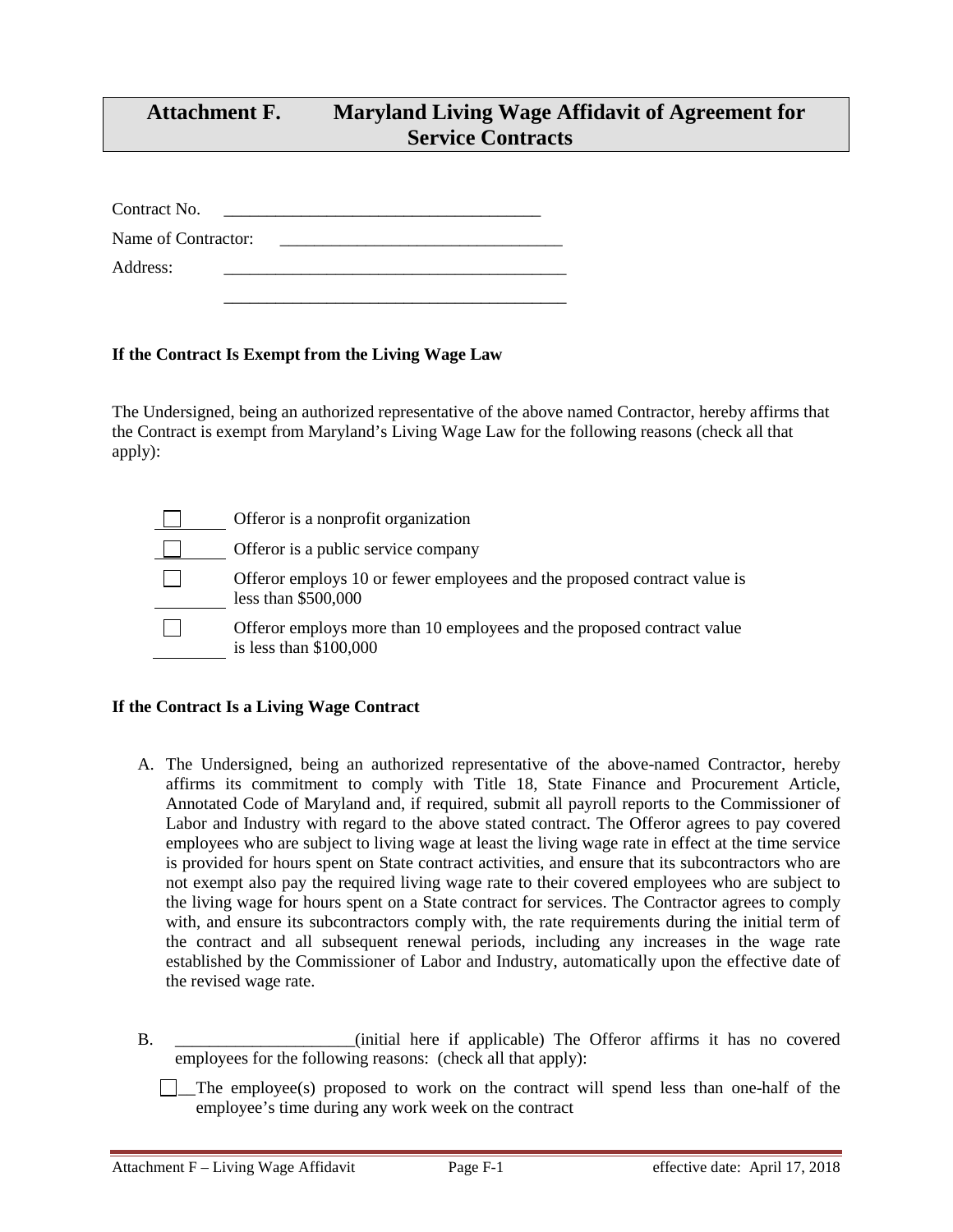# Attachment F. Maryland Living Wage Affidavit of Agreement for Service Contracts

Contract No. ____________________________________

Name of Contractor: ________________________________

Address: _______________________________________

_______________________________________

**If the Contract Is Exempt from the Living Wage Law**

The Undersigned, being an authorized representative of the above named Contractor, hereby affirms that the Contract is exempt from Maryland's Living Wage Law for the following reasons (check all that apply):

- ☐ Offeror is a nonprofit organization
- ☐ Offeror is a public service company
- ☐ Offeror employs 10 or fewer employees and the proposed contract value is less than $500,000
- ☐ Offeror employs more than 10 employees and the proposed contract value is less than $100,000

**If the Contract Is a Living Wage Contract**

A. The Undersigned, being an authorized representative of the above-named Contractor, hereby affirms its commitment to comply with Title 18, State Finance and Procurement Article, Annotated Code of Maryland and, if required, submit all payroll reports to the Commissioner of Labor and Industry with regard to the above stated contract. The Offeror agrees to pay covered employees who are subject to living wage at least the living wage rate in effect at the time service is provided for hours spent on State contract activities, and ensure that its subcontractors who are not exempt also pay the required living wage rate to their covered employees who are subject to the living wage for hours spent on a State contract for services. The Contractor agrees to comply with, and ensure its subcontractors comply with, the rate requirements during the initial term of the contract and all subsequent renewal periods, including any increases in the wage rate established by the Commissioner of Labor and Industry, automatically upon the effective date of the revised wage rate.

B. _____________________(initial here if applicable) The Offeror affirms it has no covered employees for the following reasons: (check all that apply):

- ☐ __The employee(s) proposed to work on the contract will spend less than one-half of the employee's time during any work week on the contract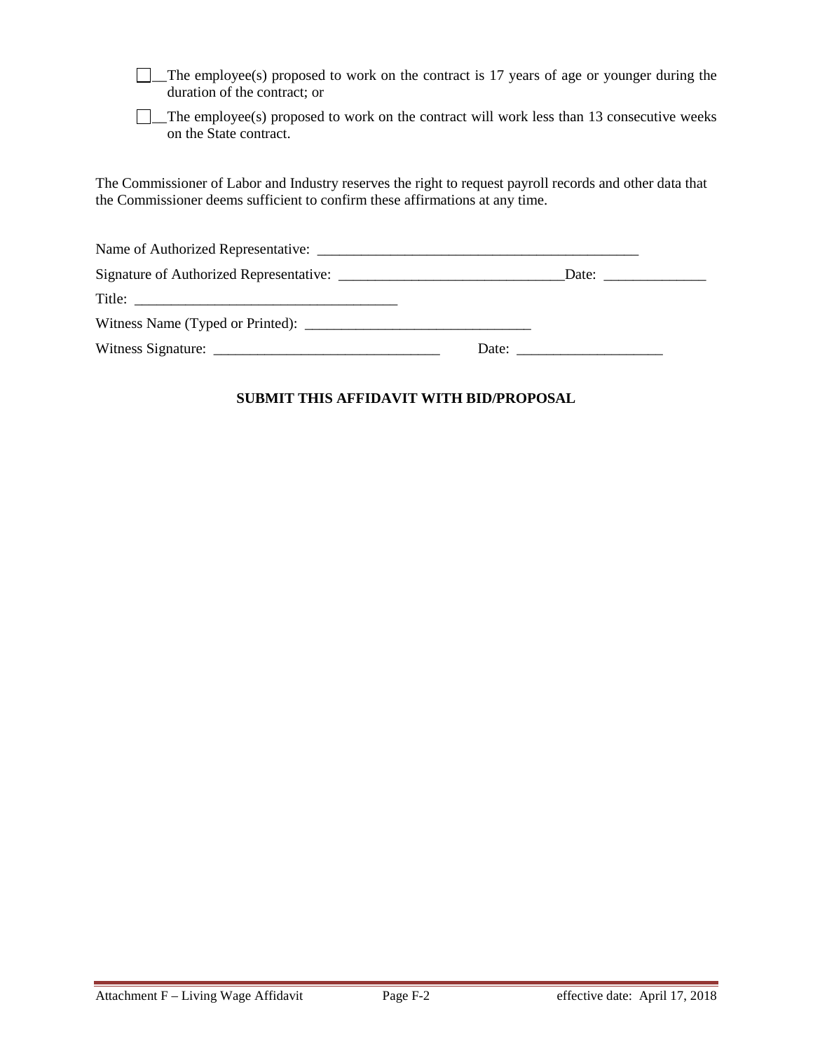- ☐ __The employee(s) proposed to work on the contract is 17 years of age or younger during the duration of the contract; or
- ☐ __The employee(s) proposed to work on the contract will work less than 13 consecutive weeks on the State contract.

The Commissioner of Labor and Industry reserves the right to request payroll records and other data that the Commissioner deems sufficient to confirm these affirmations at any time.

Name of Authorized Representative: _____________________________________________

Signature of Authorized Representative: _______________________________Date: ______________

Title: ____________________________________

Witness Name (Typed or Printed): _______________________________

Witness Signature: _______________________________ Date: ____________________

**SUBMIT THIS AFFIDAVIT WITH BID/PROPOSAL**